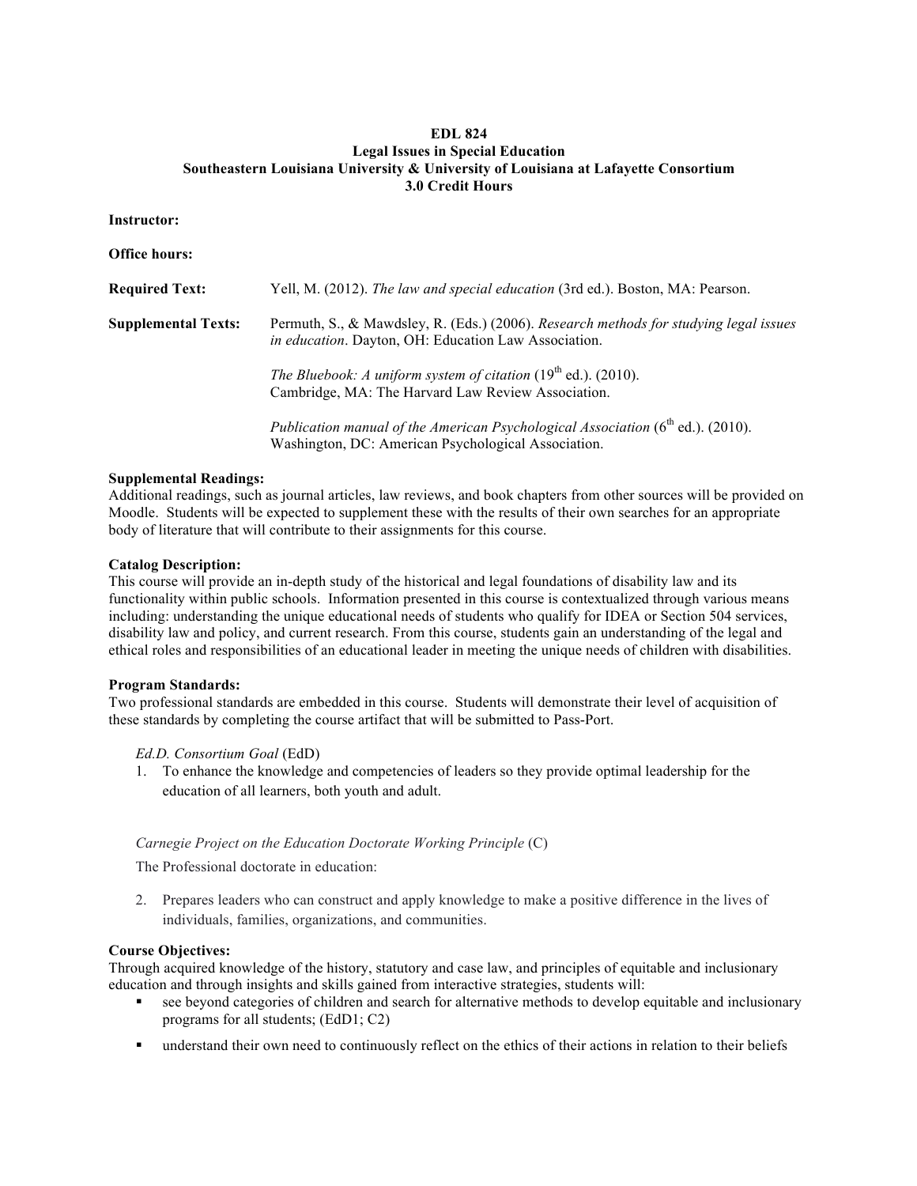# EDL 824
## Legal Issues in Special Education
### Southeastern Louisiana University & University of Louisiana at Lafayette Consortium
### 3.0 Credit Hours

**Instructor:**

**Office hours:**

**Required Text:** Yell, M. (2012). *The law and special education* (3rd ed.). Boston, MA: Pearson.

**Supplemental Texts:** Permuth, S., & Mawdsley, R. (Eds.) (2006). *Research methods for studying legal issues in education*. Dayton, OH: Education Law Association.

*The Bluebook: A uniform system of citation* (19th ed.). (2010). Cambridge, MA: The Harvard Law Review Association.

*Publication manual of the American Psychological Association* (6th ed.). (2010). Washington, DC: American Psychological Association.

**Supplemental Readings:**
Additional readings, such as journal articles, law reviews, and book chapters from other sources will be provided on Moodle. Students will be expected to supplement these with the results of their own searches for an appropriate body of literature that will contribute to their assignments for this course.

**Catalog Description:**
This course will provide an in-depth study of the historical and legal foundations of disability law and its functionality within public schools. Information presented in this course is contextualized through various means including: understanding the unique educational needs of students who qualify for IDEA or Section 504 services, disability law and policy, and current research. From this course, students gain an understanding of the legal and ethical roles and responsibilities of an educational leader in meeting the unique needs of children with disabilities.

**Program Standards:**
Two professional standards are embedded in this course. Students will demonstrate their level of acquisition of these standards by completing the course artifact that will be submitted to Pass-Port.

*Ed.D. Consortium Goal* (EdD)

1. To enhance the knowledge and competencies of leaders so they provide optimal leadership for the education of all learners, both youth and adult.

*Carnegie Project on the Education Doctorate Working Principle* (C)

The Professional doctorate in education:

2. Prepares leaders who can construct and apply knowledge to make a positive difference in the lives of individuals, families, organizations, and communities.

**Course Objectives:**
Through acquired knowledge of the history, statutory and case law, and principles of equitable and inclusionary education and through insights and skills gained from interactive strategies, students will:

- see beyond categories of children and search for alternative methods to develop equitable and inclusionary programs for all students; (EdD1; C2)
- understand their own need to continuously reflect on the ethics of their actions in relation to their beliefs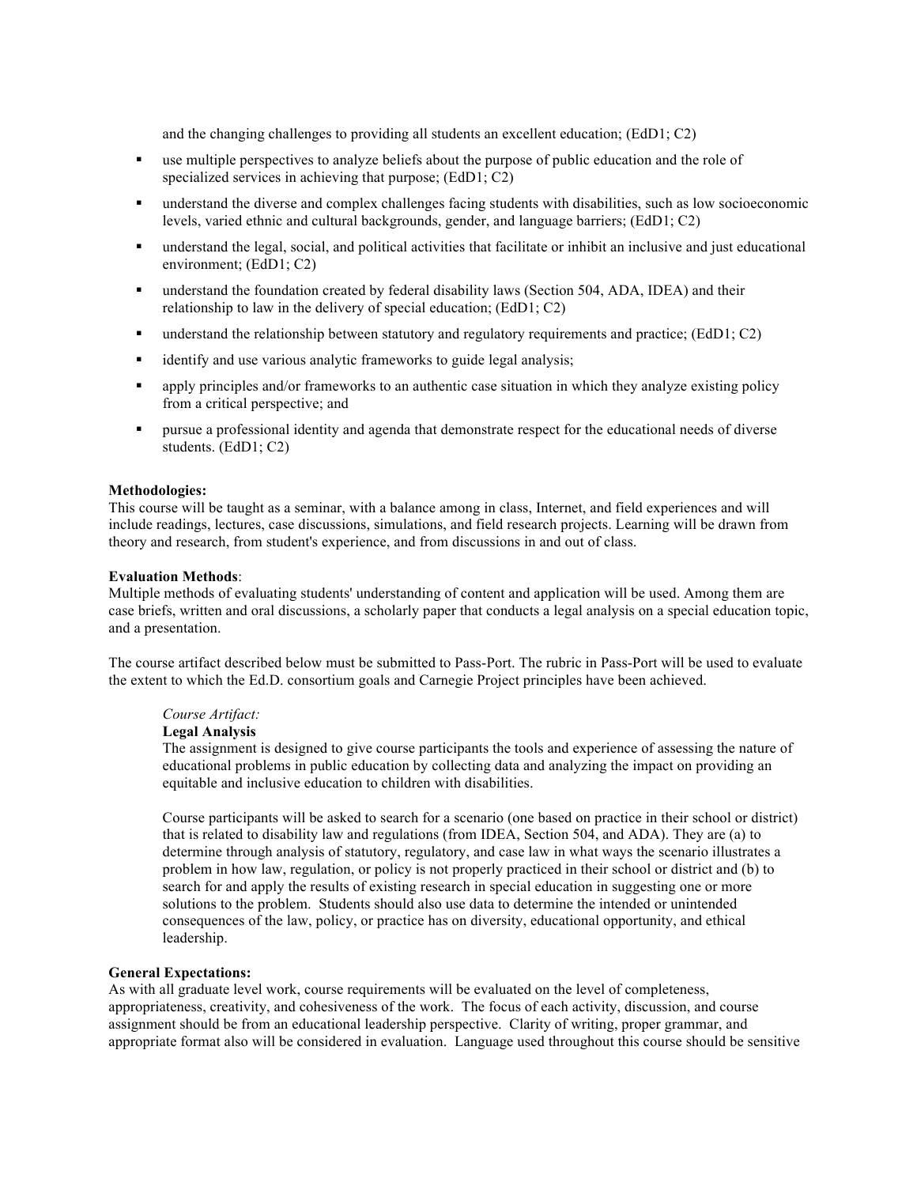and the changing challenges to providing all students an excellent education; (EdD1; C2)

- use multiple perspectives to analyze beliefs about the purpose of public education and the role of specialized services in achieving that purpose; (EdD1; C2)
- understand the diverse and complex challenges facing students with disabilities, such as low socioeconomic levels, varied ethnic and cultural backgrounds, gender, and language barriers; (EdD1; C2)
- understand the legal, social, and political activities that facilitate or inhibit an inclusive and just educational environment; (EdD1; C2)
- understand the foundation created by federal disability laws (Section 504, ADA, IDEA) and their relationship to law in the delivery of special education; (EdD1; C2)
- understand the relationship between statutory and regulatory requirements and practice; (EdD1; C2)
- identify and use various analytic frameworks to guide legal analysis;
- apply principles and/or frameworks to an authentic case situation in which they analyze existing policy from a critical perspective; and
- pursue a professional identity and agenda that demonstrate respect for the educational needs of diverse students. (EdD1; C2)

**Methodologies:**
This course will be taught as a seminar, with a balance among in class, Internet, and field experiences and will include readings, lectures, case discussions, simulations, and field research projects. Learning will be drawn from theory and research, from student's experience, and from discussions in and out of class.

**Evaluation Methods**:
Multiple methods of evaluating students' understanding of content and application will be used. Among them are case briefs, written and oral discussions, a scholarly paper that conducts a legal analysis on a special education topic, and a presentation.

The course artifact described below must be submitted to Pass-Port. The rubric in Pass-Port will be used to evaluate the extent to which the Ed.D. consortium goals and Carnegie Project principles have been achieved.

*Course Artifact:*
**Legal Analysis**
The assignment is designed to give course participants the tools and experience of assessing the nature of educational problems in public education by collecting data and analyzing the impact on providing an equitable and inclusive education to children with disabilities.

Course participants will be asked to search for a scenario (one based on practice in their school or district) that is related to disability law and regulations (from IDEA, Section 504, and ADA). They are (a) to determine through analysis of statutory, regulatory, and case law in what ways the scenario illustrates a problem in how law, regulation, or policy is not properly practiced in their school or district and (b) to search for and apply the results of existing research in special education in suggesting one or more solutions to the problem. Students should also use data to determine the intended or unintended consequences of the law, policy, or practice has on diversity, educational opportunity, and ethical leadership.

**General Expectations:**
As with all graduate level work, course requirements will be evaluated on the level of completeness, appropriateness, creativity, and cohesiveness of the work. The focus of each activity, discussion, and course assignment should be from an educational leadership perspective. Clarity of writing, proper grammar, and appropriate format also will be considered in evaluation. Language used throughout this course should be sensitive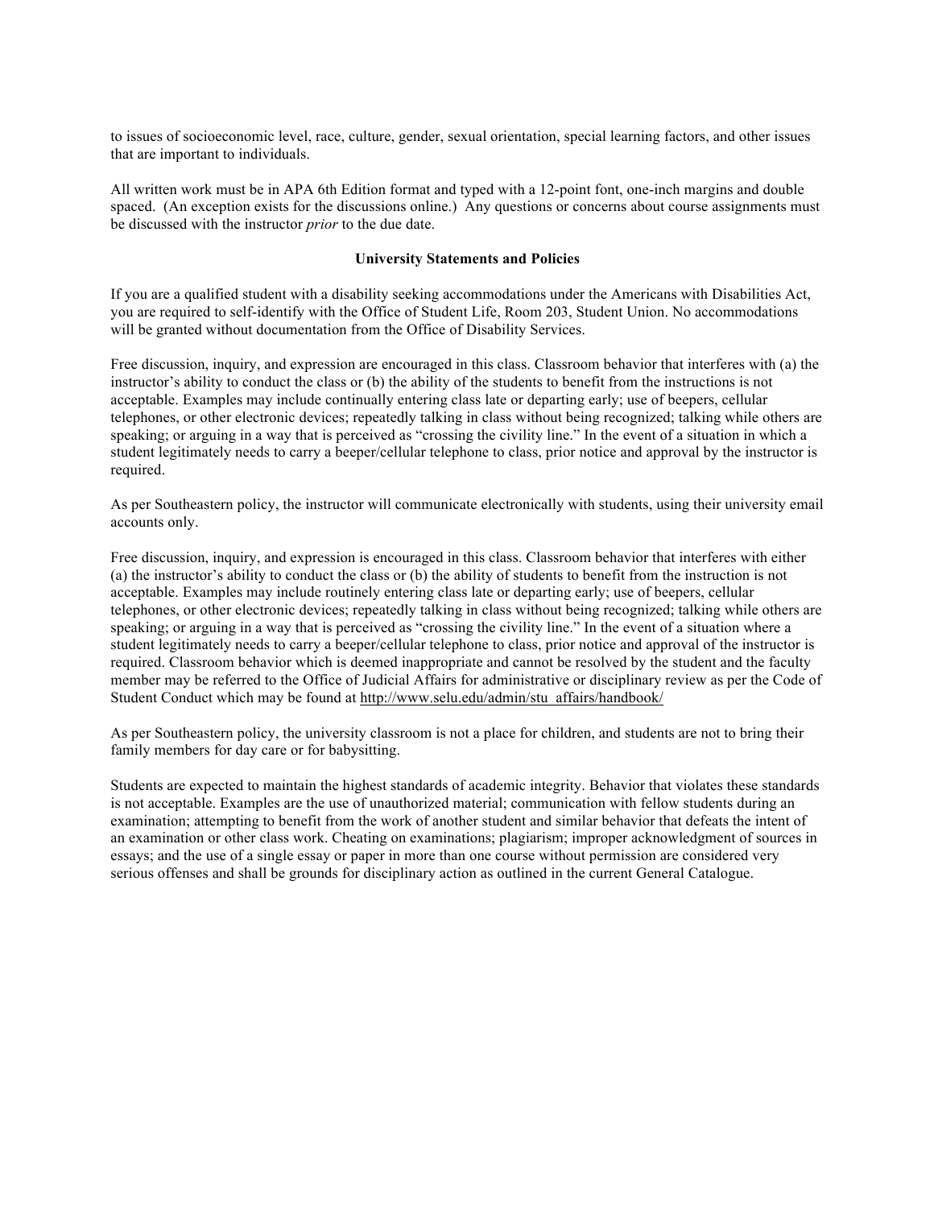to issues of socioeconomic level, race, culture, gender, sexual orientation, special learning factors, and other issues that are important to individuals.

All written work must be in APA 6th Edition format and typed with a 12-point font, one-inch margins and double spaced. (An exception exists for the discussions online.) Any questions or concerns about course assignments must be discussed with the instructor *prior* to the due date.

**University Statements and Policies**

If you are a qualified student with a disability seeking accommodations under the Americans with Disabilities Act, you are required to self-identify with the Office of Student Life, Room 203, Student Union. No accommodations will be granted without documentation from the Office of Disability Services.

Free discussion, inquiry, and expression are encouraged in this class. Classroom behavior that interferes with (a) the instructor's ability to conduct the class or (b) the ability of the students to benefit from the instructions is not acceptable. Examples may include continually entering class late or departing early; use of beepers, cellular telephones, or other electronic devices; repeatedly talking in class without being recognized; talking while others are speaking; or arguing in a way that is perceived as "crossing the civility line." In the event of a situation in which a student legitimately needs to carry a beeper/cellular telephone to class, prior notice and approval by the instructor is required.

As per Southeastern policy, the instructor will communicate electronically with students, using their university email accounts only.

Free discussion, inquiry, and expression is encouraged in this class. Classroom behavior that interferes with either (a) the instructor's ability to conduct the class or (b) the ability of students to benefit from the instruction is not acceptable. Examples may include routinely entering class late or departing early; use of beepers, cellular telephones, or other electronic devices; repeatedly talking in class without being recognized; talking while others are speaking; or arguing in a way that is perceived as "crossing the civility line." In the event of a situation where a student legitimately needs to carry a beeper/cellular telephone to class, prior notice and approval of the instructor is required. Classroom behavior which is deemed inappropriate and cannot be resolved by the student and the faculty member may be referred to the Office of Judicial Affairs for administrative or disciplinary review as per the Code of Student Conduct which may be found at http://www.selu.edu/admin/stu_affairs/handbook/

As per Southeastern policy, the university classroom is not a place for children, and students are not to bring their family members for day care or for babysitting.

Students are expected to maintain the highest standards of academic integrity. Behavior that violates these standards is not acceptable. Examples are the use of unauthorized material; communication with fellow students during an examination; attempting to benefit from the work of another student and similar behavior that defeats the intent of an examination or other class work. Cheating on examinations; plagiarism; improper acknowledgment of sources in essays; and the use of a single essay or paper in more than one course without permission are considered very serious offenses and shall be grounds for disciplinary action as outlined in the current General Catalogue.